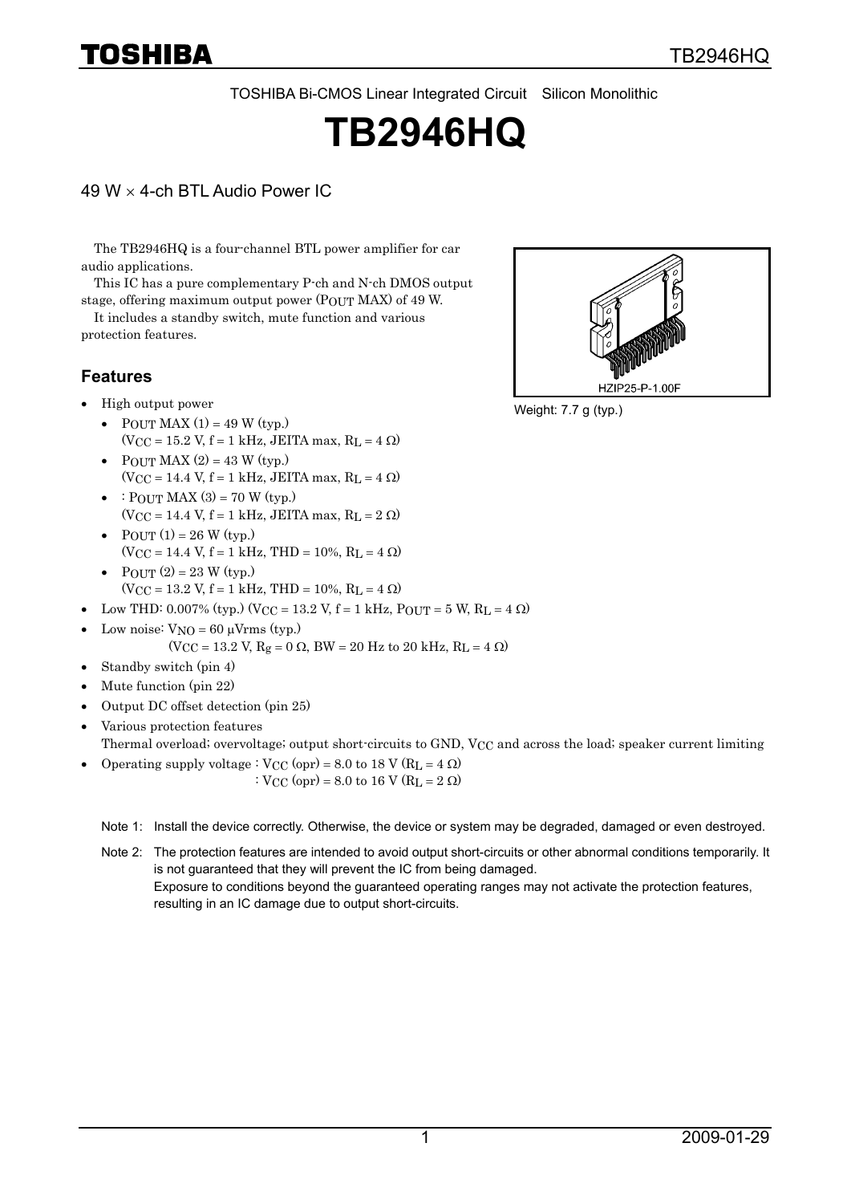TOSHIBA Bi-CMOS Linear Integrated Circuit Silicon Monolithic

# TB2946HQ

## 49 W × 4-ch BTL Audio Power IC

The TB2946HQ is a four-channel BTL power amplifier for car audio applications.

This IC has a pure complementary P-ch and N-ch DMOS output stage, offering maximum output power ($P_{OUT}$ MAX) of 49 W.

It includes a standby switch, mute function and various protection features.

HZIP25-P-1.00F

Weight: 7.7 g (typ.)

## Features

- High output power
  - $P_{OUT}$ MAX (1) = 49 W (typ.)
    ($V_{CC}$ = 15.2 V, f = 1 kHz, JEITA max, $R_L$ = 4 Ω)
  - $P_{OUT}$ MAX (2) = 43 W (typ.)
    ($V_{CC}$ = 14.4 V, f = 1 kHz, JEITA max, $R_L$ = 4 Ω)
  - : $P_{OUT}$ MAX (3) = 70 W (typ.)
    ($V_{CC}$ = 14.4 V, f = 1 kHz, JEITA max, $R_L$ = 2 Ω)
  - $P_{OUT}$ (1) = 26 W (typ.)
    ($V_{CC}$ = 14.4 V, f = 1 kHz, THD = 10%, $R_L$ = 4 Ω)
  - $P_{OUT}$ (2) = 23 W (typ.)
    ($V_{CC}$ = 13.2 V, f = 1 kHz, THD = 10%, $R_L$ = 4 Ω)
- Low THD: 0.007% (typ.) ($V_{CC}$ = 13.2 V, f = 1 kHz, $P_{OUT}$ = 5 W, $R_L$ = 4 Ω)
- Low noise: $V_{NO}$ = 60 μVrms (typ.)
  ($V_{CC}$ = 13.2 V, $R_g$ = 0 Ω, BW = 20 Hz to 20 kHz, $R_L$ = 4 Ω)
- Standby switch (pin 4)
- Mute function (pin 22)
- Output DC offset detection (pin 25)
- Various protection features
  Thermal overload; overvoltage; output short-circuits to GND, $V_{CC}$ and across the load; speaker current limiting
- Operating supply voltage : $V_{CC}$ (opr) = 8.0 to 18 V ($R_L$ = 4 Ω)
  : $V_{CC}$ (opr) = 8.0 to 16 V ($R_L$ = 2 Ω)

Note 1: Install the device correctly. Otherwise, the device or system may be degraded, damaged or even destroyed.

Note 2: The protection features are intended to avoid output short-circuits or other abnormal conditions temporarily. It is not guaranteed that they will prevent the IC from being damaged.
Exposure to conditions beyond the guaranteed operating ranges may not activate the protection features, resulting in an IC damage due to output short-circuits.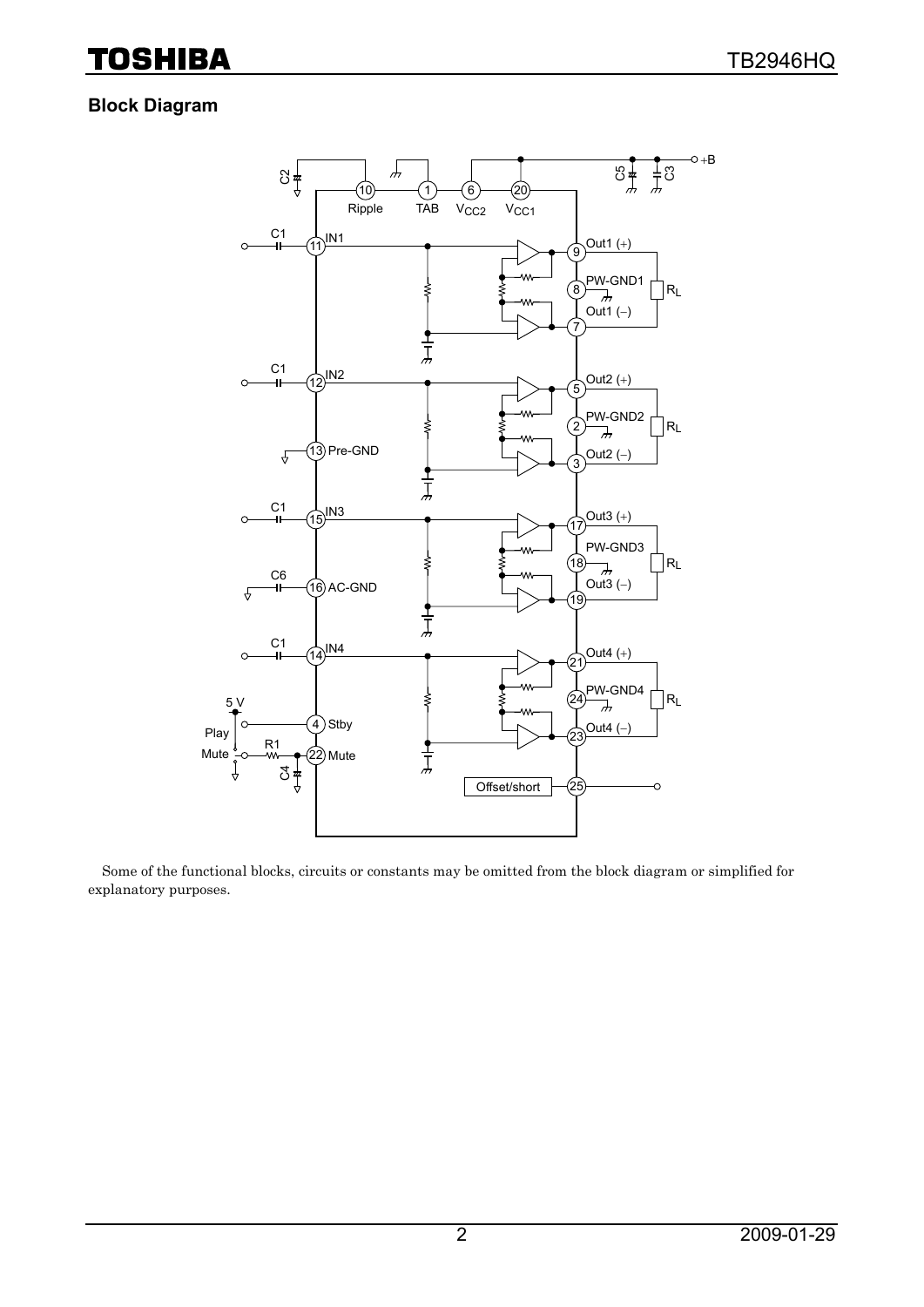## Block Diagram

Some of the functional blocks, circuits or constants may be omitted from the block diagram or simplified for explanatory purposes.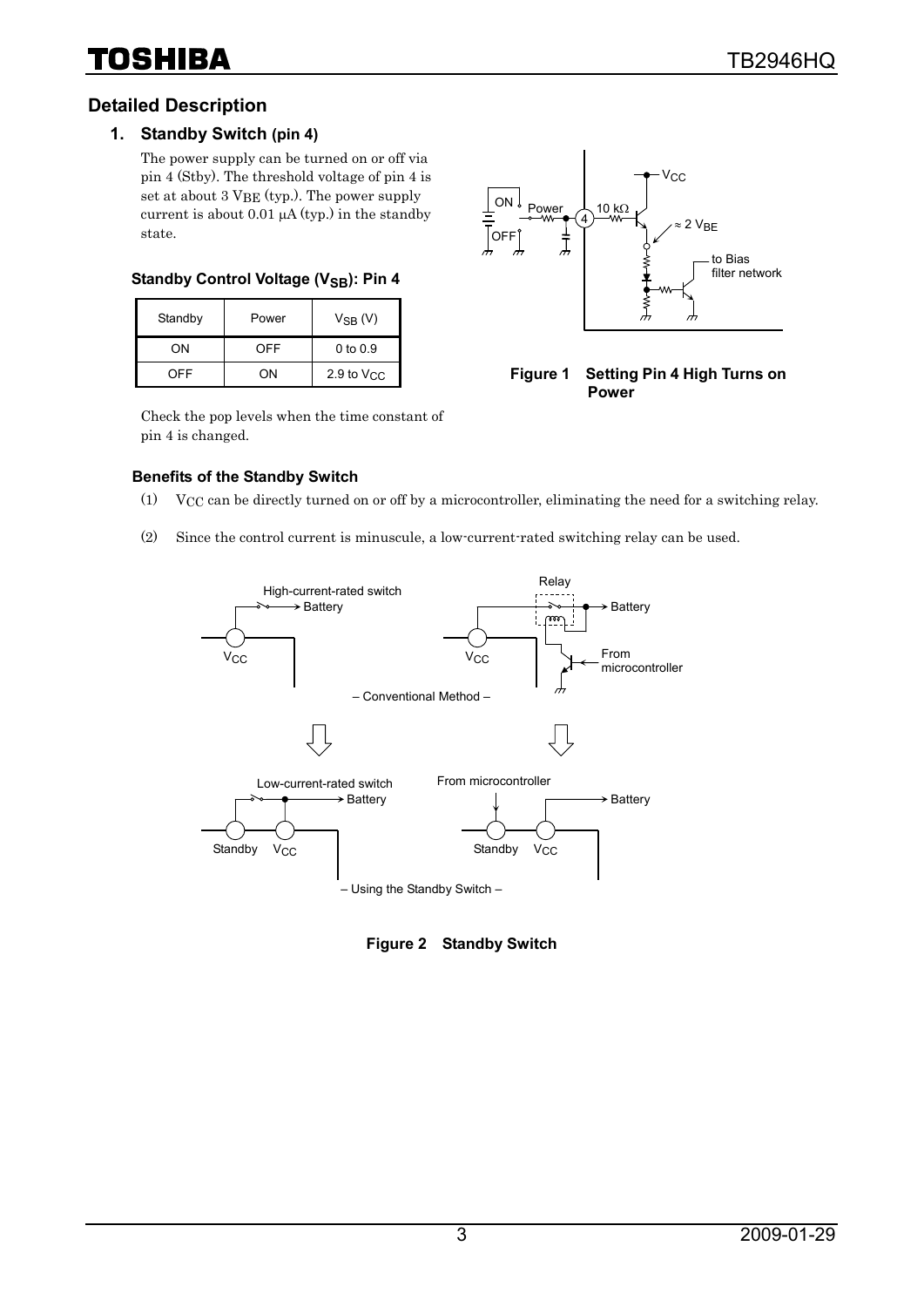## Detailed Description

### 1. Standby Switch (pin 4)

The power supply can be turned on or off via pin 4 (Stby). The threshold voltage of pin 4 is set at about 3 $V_{BE}$ (typ.). The power supply current is about 0.01 μA (typ.) in the standby state.

**Standby Control Voltage ($V_{SB}$): Pin 4**

| Standby | Power | $V_{SB}$ (V) |
| --- | --- | --- |
| ON | OFF | 0 to 0.9 |
| OFF | ON | 2.9 to $V_{CC}$ |

**Figure 1 Setting Pin 4 High Turns on Power**

Check the pop levels when the time constant of pin 4 is changed.

#### Benefits of the Standby Switch

(1) $V_{CC}$ can be directly turned on or off by a microcontroller, eliminating the need for a switching relay.

(2) Since the control current is minuscule, a low-current-rated switching relay can be used.

**Figure 2 Standby Switch**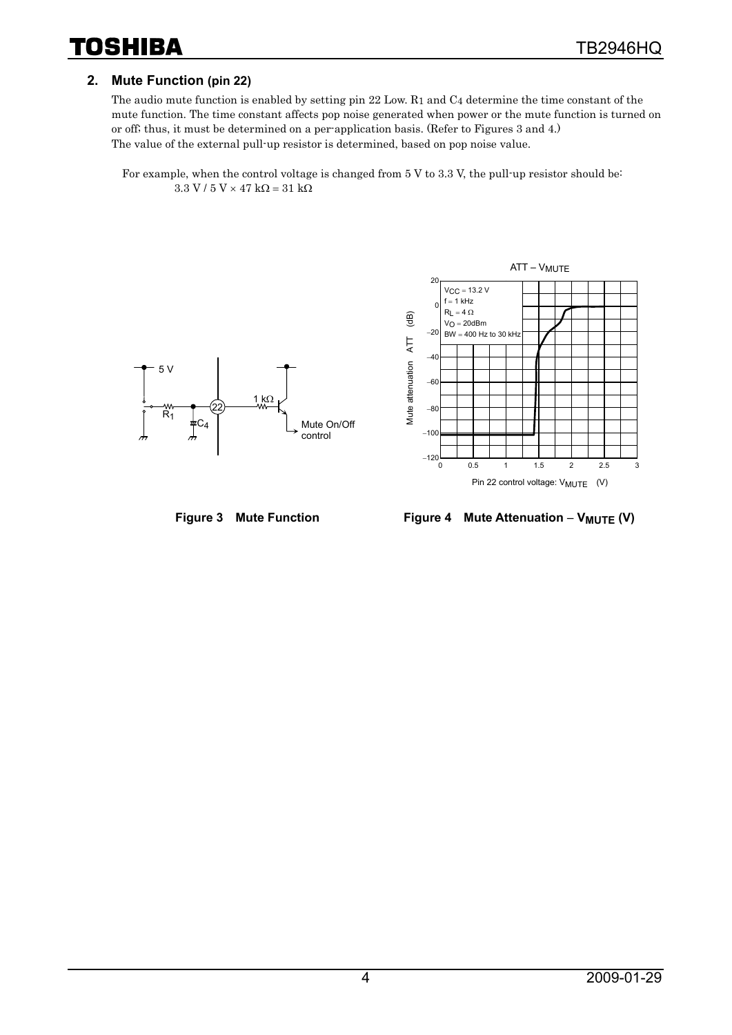## 2. Mute Function (pin 22)

The audio mute function is enabled by setting pin 22 Low. $R_1$ and $C_4$ determine the time constant of the mute function. The time constant affects pop noise generated when power or the mute function is turned on or off; thus, it must be determined on a per-application basis. (Refer to Figures 3 and 4.)
The value of the external pull-up resistor is determined, based on pop noise value.

For example, when the control voltage is changed from 5 V to 3.3 V, the pull-up resistor should be:
$3.3\ \text{V} / 5\ \text{V} \times 47\ \text{k}\Omega = 31\ \text{k}\Omega$

**Figure 3 Mute Function**

**Figure 4 Mute Attenuation – $V_{MUTE}$ (V)**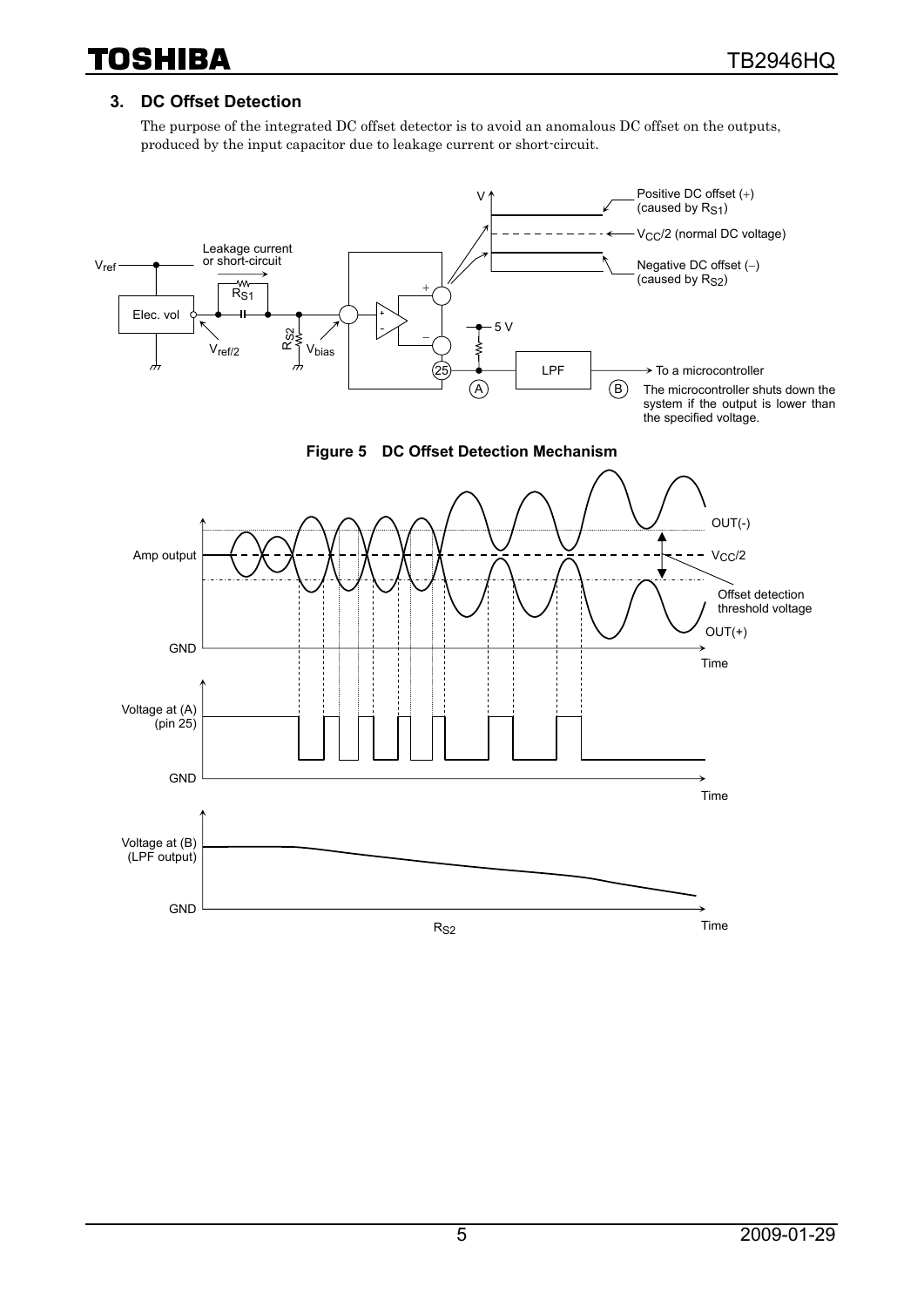## 3. DC Offset Detection

The purpose of the integrated DC offset detector is to avoid an anomalous DC offset on the outputs, produced by the input capacitor due to leakage current or short-circuit.

**Figure 5 DC Offset Detection Mechanism**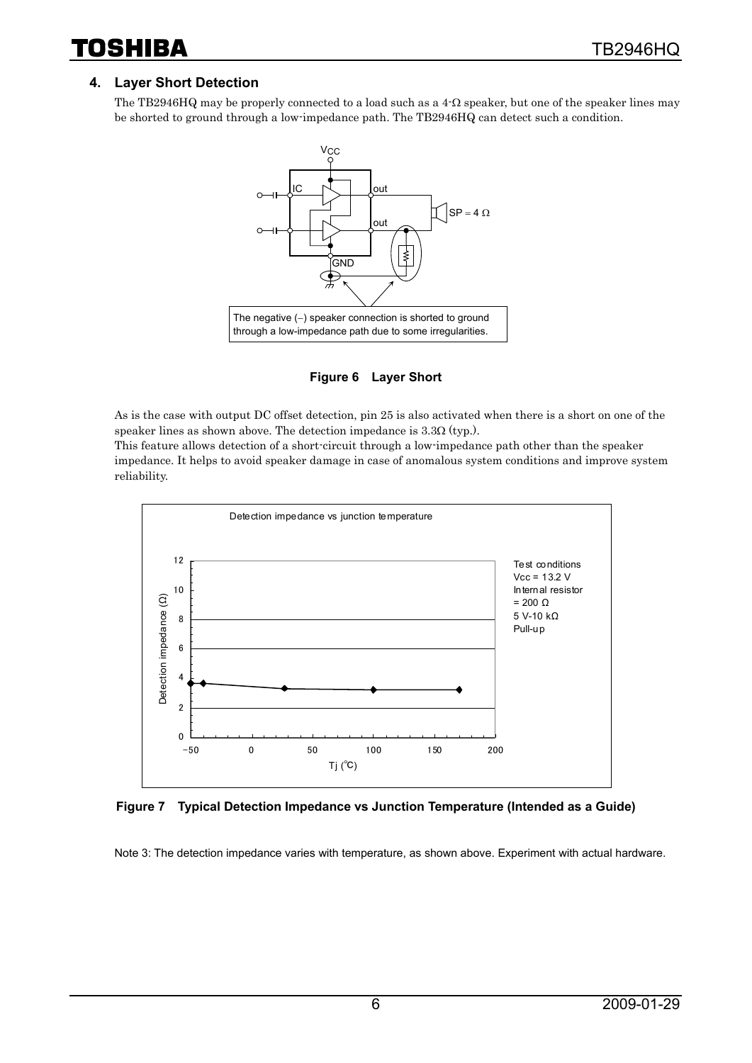## 4. Layer Short Detection

The TB2946HQ may be properly connected to a load such as a 4-Ω speaker, but one of the speaker lines may be shorted to ground through a low-impedance path. The TB2946HQ can detect such a condition.

The negative (−) speaker connection is shorted to ground through a low-impedance path due to some irregularities.

**Figure 6 Layer Short**

As is the case with output DC offset detection, pin 25 is also activated when there is a short on one of the speaker lines as shown above. The detection impedance is 3.3Ω (typ.).

This feature allows detection of a short-circuit through a low-impedance path other than the speaker impedance. It helps to avoid speaker damage in case of anomalous system conditions and improve system reliability.

Detection impedance vs junction temperature

Test conditions
Vcc = 13.2 V
Internal resistor = 200 Ω
5 V-10 kΩ Pull-up

**Figure 7 Typical Detection Impedance vs Junction Temperature (Intended as a Guide)**

Note 3: The detection impedance varies with temperature, as shown above. Experiment with actual hardware.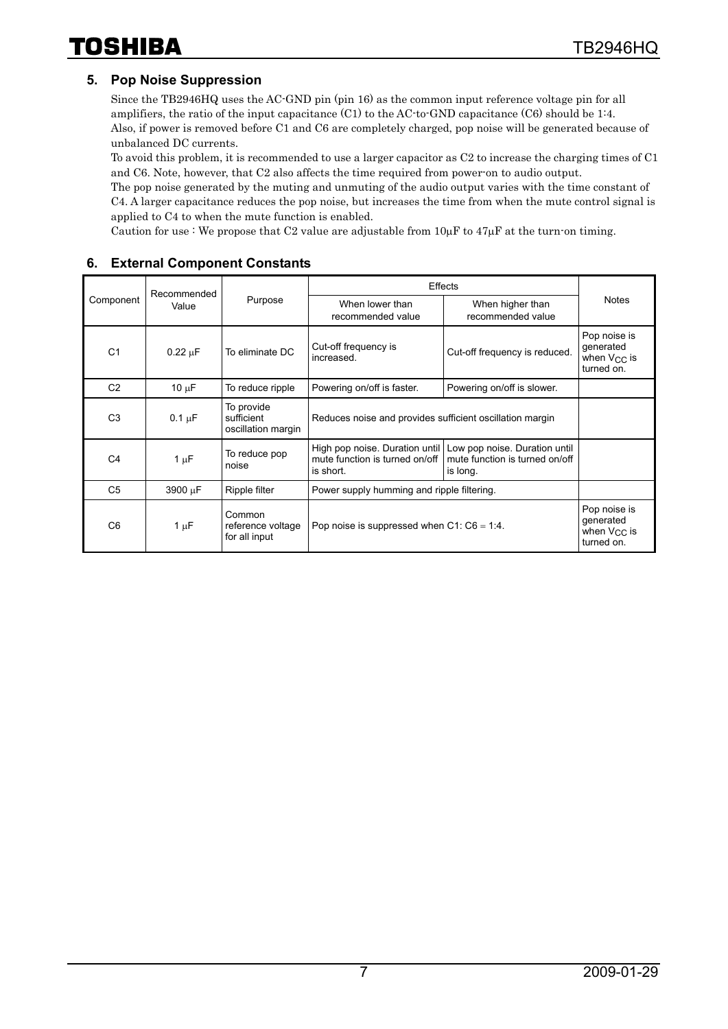## 5. Pop Noise Suppression

Since the TB2946HQ uses the AC-GND pin (pin 16) as the common input reference voltage pin for all amplifiers, the ratio of the input capacitance (C1) to the AC-to-GND capacitance (C6) should be 1:4.
Also, if power is removed before C1 and C6 are completely charged, pop noise will be generated because of unbalanced DC currents.
To avoid this problem, it is recommended to use a larger capacitor as C2 to increase the charging times of C1 and C6. Note, however, that C2 also affects the time required from power-on to audio output.
The pop noise generated by the muting and unmuting of the audio output varies with the time constant of C4. A larger capacitance reduces the pop noise, but increases the time from when the mute control signal is applied to C4 to when the mute function is enabled.
Caution for use : We propose that C2 value are adjustable from 10μF to 47μF at the turn-on timing.

## 6. External Component Constants

| Component | Recommended Value | Purpose | Effects | | Notes |
|---|---|---|---|---|---|
| | | | When lower than recommended value | When higher than recommended value | |
| C1 | 0.22 μF | To eliminate DC | Cut-off frequency is increased. | Cut-off frequency is reduced. | Pop noise is generated when $V_{CC}$ is turned on. |
| C2 | 10 μF | To reduce ripple | Powering on/off is faster. | Powering on/off is slower. | |
| C3 | 0.1 μF | To provide sufficient oscillation margin | Reduces noise and provides sufficient oscillation margin | | |
| C4 | 1 μF | To reduce pop noise | High pop noise. Duration until mute function is turned on/off is short. | Low pop noise. Duration until mute function is turned on/off is long. | |
| C5 | 3900 μF | Ripple filter | Power supply humming and ripple filtering. | | |
| C6 | 1 μF | Common reference voltage for all input | Pop noise is suppressed when C1: C6 = 1:4. | | Pop noise is generated when $V_{CC}$ is turned on. |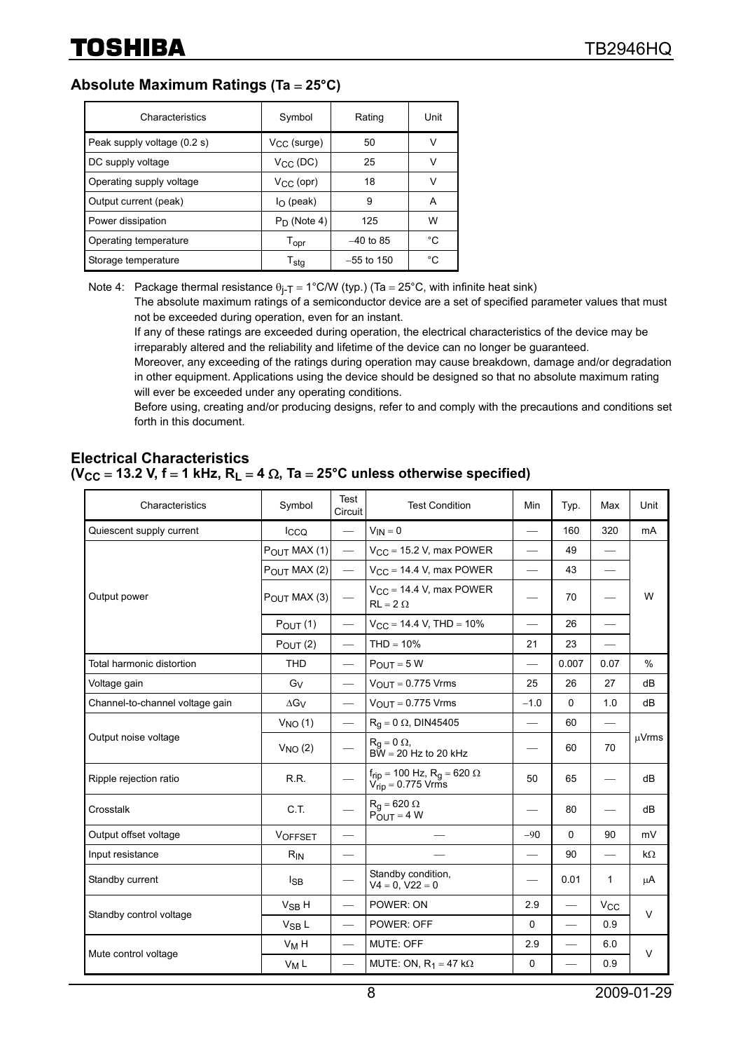## Absolute Maximum Ratings (Ta = 25°C)

| Characteristics | Symbol | Rating | Unit |
|---|---|---|---|
| Peak supply voltage (0.2 s) | $V_{CC}$ (surge) | 50 | V |
| DC supply voltage | $V_{CC}$ (DC) | 25 | V |
| Operating supply voltage | $V_{CC}$ (opr) | 18 | V |
| Output current (peak) | $I_O$ (peak) | 9 | A |
| Power dissipation | $P_D$ (Note 4) | 125 | W |
| Operating temperature | $T_{opr}$ | −40 to 85 | °C |
| Storage temperature | $T_{stg}$ | −55 to 150 | °C |

Note 4: Package thermal resistance $\theta_{j\text{-}T}$ = 1°C/W (typ.) (Ta = 25°C, with infinite heat sink)

The absolute maximum ratings of a semiconductor device are a set of specified parameter values that must not be exceeded during operation, even for an instant.

If any of these ratings are exceeded during operation, the electrical characteristics of the device may be irreparably altered and the reliability and lifetime of the device can no longer be guaranteed.

Moreover, any exceeding of the ratings during operation may cause breakdown, damage and/or degradation in other equipment. Applications using the device should be designed so that no absolute maximum rating will ever be exceeded under any operating conditions.

Before using, creating and/or producing designs, refer to and comply with the precautions and conditions set forth in this document.

## Electrical Characteristics
### ($V_{CC}$ = 13.2 V, f = 1 kHz, $R_L$ = 4 Ω, Ta = 25°C unless otherwise specified)

| Characteristics | Symbol | Test Circuit | Test Condition | Min | Typ. | Max | Unit |
|---|---|---|---|---|---|---|---|
| Quiescent supply current | $I_{CCQ}$ | — | $V_{IN}$ = 0 | — | 160 | 320 | mA |
| Output power | $P_{OUT}$ MAX (1) | — | $V_{CC}$ = 15.2 V, max POWER | — | 49 | — | W |
| | $P_{OUT}$ MAX (2) | — | $V_{CC}$ = 14.4 V, max POWER | — | 43 | — | |
| | $P_{OUT}$ MAX (3) | — | $V_{CC}$ = 14.4 V, max POWER $R_L$ = 2 Ω | — | 70 | — | |
| | $P_{OUT}$ (1) | — | $V_{CC}$ = 14.4 V, THD = 10% | — | 26 | — | |
| | $P_{OUT}$ (2) | — | THD = 10% | 21 | 23 | — | |
| Total harmonic distortion | THD | — | $P_{OUT}$ = 5 W | — | 0.007 | 0.07 | % |
| Voltage gain | $G_V$ | — | $V_{OUT}$ = 0.775 Vrms | 25 | 26 | 27 | dB |
| Channel-to-channel voltage gain | $\Delta G_V$ | — | $V_{OUT}$ = 0.775 Vrms | −1.0 | 0 | 1.0 | dB |
| Output noise voltage | $V_{NO}$ (1) | — | $R_g$ = 0 Ω, DIN45405 | — | 60 | — | μVrms |
| | $V_{NO}$ (2) | — | $R_g$ = 0 Ω, BW = 20 Hz to 20 kHz | — | 60 | 70 | |
| Ripple rejection ratio | R.R. | — | $f_{rip}$ = 100 Hz, $R_g$ = 620 Ω $V_{rip}$ = 0.775 Vrms | 50 | 65 | — | dB |
| Crosstalk | C.T. | — | $R_g$ = 620 Ω $P_{OUT}$ = 4 W | — | 80 | — | dB |
| Output offset voltage | $V_{OFFSET}$ | — | — | −90 | 0 | 90 | mV |
| Input resistance | $R_{IN}$ | — | — | — | 90 | — | kΩ |
| Standby current | $I_{SB}$ | — | Standby condition, V4 = 0, V22 = 0 | — | 0.01 | 1 | μA |
| Standby control voltage | $V_{SB}$ H | — | POWER: ON | 2.9 | — | $V_{CC}$ | V |
| | $V_{SB}$ L | — | POWER: OFF | 0 | — | 0.9 | |
| Mute control voltage | $V_M$ H | — | MUTE: OFF | 2.9 | — | 6.0 | V |
| | $V_M$ L | — | MUTE: ON, $R_1$ = 47 kΩ | 0 | — | 0.9 | |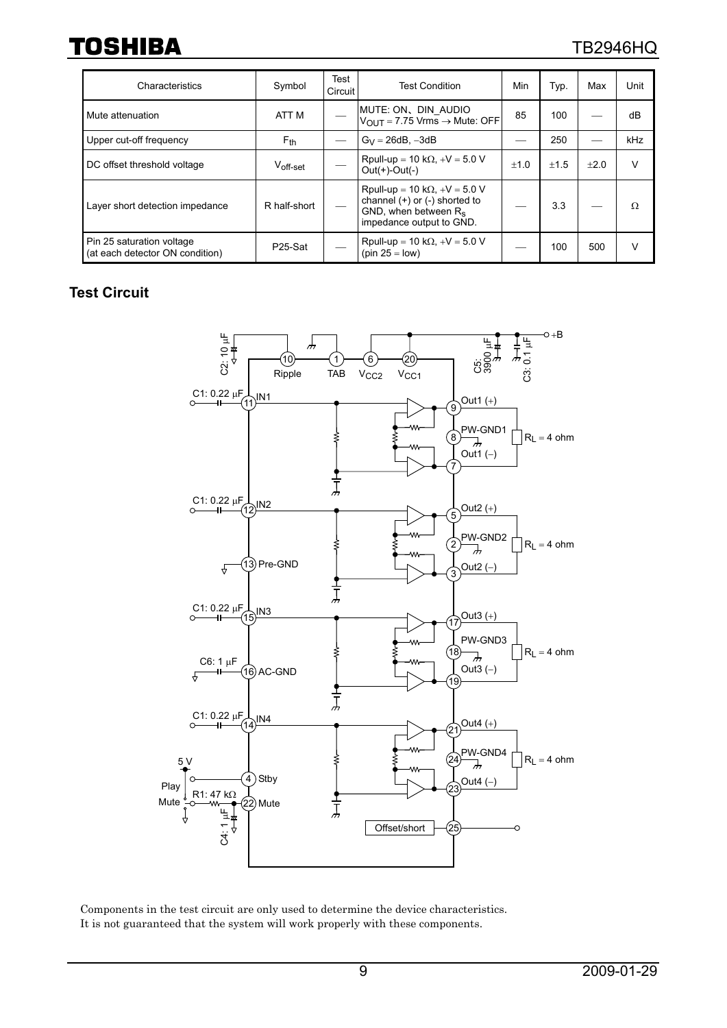| Characteristics | Symbol | Test Circuit | Test Condition | Min | Typ. | Max | Unit |
|---|---|---|---|---|---|---|---|
| Mute attenuation | ATT M | — | MUTE: ON、DIN_AUDIO $V_{OUT}$ = 7.75 Vrms → Mute: OFF | 85 | 100 | — | dB |
| Upper cut-off frequency | $F_{th}$ | — | $G_V$ = 26dB, −3dB | — | 250 | — | kHz |
| DC offset threshold voltage | $V_{off\text{-}set}$ | — | Rpull-up = 10 kΩ, +V = 5.0 V Out(+)-Out(-) | ±1.0 | ±1.5 | ±2.0 | V |
| Layer short detection impedance | R half-short | — | Rpull-up = 10 kΩ, +V = 5.0 V channel (+) or (-) shorted to GND, when between $R_s$ impedance output to GND. | — | 3.3 | — | Ω |
| Pin 25 saturation voltage (at each detector ON condition) | P25-Sat | — | Rpull-up = 10 kΩ, +V = 5.0 V (pin 25 = low) | — | 100 | 500 | V |

## Test Circuit

Components in the test circuit are only used to determine the device characteristics.
It is not guaranteed that the system will work properly with these components.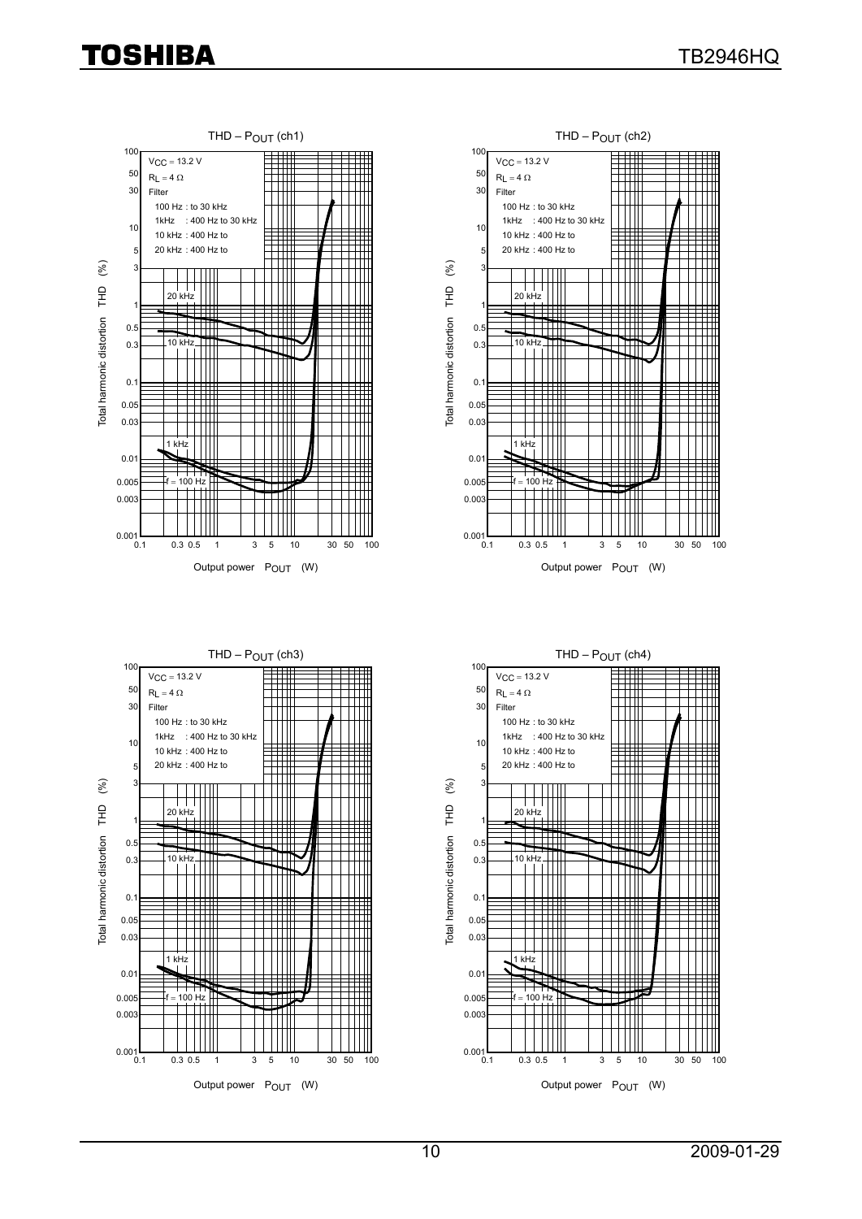### THD – $P_{OUT}$ (ch1)

$V_{CC}$ = 13.2 V
$R_L$ = 4 Ω
Filter
100 Hz : to 30 kHz
1kHz : 400 Hz to 30 kHz
10 kHz : 400 Hz to
20 kHz : 400 Hz to

Curves: 20 kHz, 10 kHz, 1 kHz, f = 100 Hz

Y-axis: Total harmonic distortion THD (%) (0.001 to 100)
X-axis: Output power $P_{OUT}$ (W) (0.1 to 100)

### THD – $P_{OUT}$ (ch2)

$V_{CC}$ = 13.2 V
$R_L$ = 4 Ω
Filter
100 Hz : to 30 kHz
1kHz : 400 Hz to 30 kHz
10 kHz : 400 Hz to
20 kHz : 400 Hz to

Curves: 20 kHz, 10 kHz, 1 kHz, f = 100 Hz

Y-axis: Total harmonic distortion THD (%) (0.001 to 100)
X-axis: Output power $P_{OUT}$ (W) (0.1 to 100)

### THD – $P_{OUT}$ (ch3)

$V_{CC}$ = 13.2 V
$R_L$ = 4 Ω
Filter
100 Hz : to 30 kHz
1kHz : 400 Hz to 30 kHz
10 kHz : 400 Hz to
20 kHz : 400 Hz to

Curves: 20 kHz, 10 kHz, 1 kHz, f = 100 Hz

Y-axis: Total harmonic distortion THD (%) (0.001 to 100)
X-axis: Output power $P_{OUT}$ (W) (0.1 to 100)

### THD – $P_{OUT}$ (ch4)

$V_{CC}$ = 13.2 V
$R_L$ = 4 Ω
Filter
100 Hz : to 30 kHz
1kHz : 400 Hz to 30 kHz
10 kHz : 400 Hz to
20 kHz : 400 Hz to

Curves: 20 kHz, 10 kHz, 1 kHz, f = 100 Hz

Y-axis: Total harmonic distortion THD (%) (0.001 to 100)
X-axis: Output power $P_{OUT}$ (W) (0.1 to 100)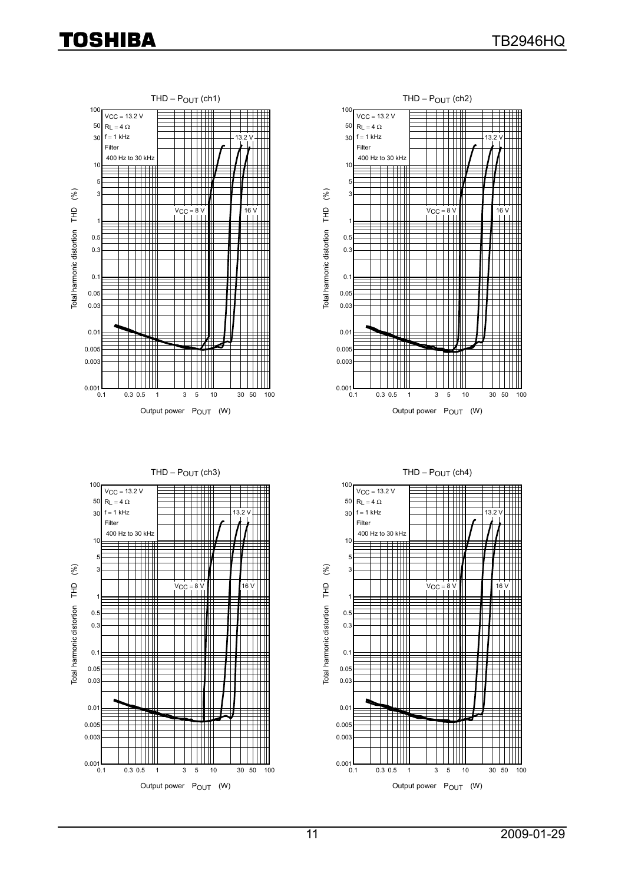THD – $P_{OUT}$ (ch1)

$V_{CC}$ = 13.2 V
$R_L$ = 4 Ω
f = 1 kHz
Filter
400 Hz to 30 kHz

Curves: $V_{CC}$ = 8 V, 13.2 V, 16 V

Vertical axis: Total harmonic distortion THD (%) — 0.001, 0.003, 0.005, 0.01, 0.03, 0.05, 0.1, 0.3, 0.5, 1, 3, 5, 10, 30, 50, 100

Horizontal axis: Output power $P_{OUT}$ (W) — 0.1, 0.3, 0.5, 1, 3, 5, 10, 30, 50, 100

THD – $P_{OUT}$ (ch2)

$V_{CC}$ = 13.2 V
$R_L$ = 4 Ω
f = 1 kHz
Filter
400 Hz to 30 kHz

Curves: $V_{CC}$ = 8 V, 13.2 V, 16 V

Vertical axis: Total harmonic distortion THD (%) — 0.001, 0.003, 0.005, 0.01, 0.03, 0.05, 0.1, 0.3, 0.5, 1, 3, 5, 10, 30, 50, 100

Horizontal axis: Output power $P_{OUT}$ (W) — 0.1, 0.3, 0.5, 1, 3, 5, 10, 30, 50, 100

THD – $P_{OUT}$ (ch3)

$V_{CC}$ = 13.2 V
$R_L$ = 4 Ω
f = 1 kHz
Filter
400 Hz to 30 kHz

Curves: $V_{CC}$ = 8 V, 13.2 V, 16 V

Vertical axis: Total harmonic distortion THD (%) — 0.001, 0.003, 0.005, 0.01, 0.03, 0.05, 0.1, 0.3, 0.5, 1, 3, 5, 10, 30, 50, 100

Horizontal axis: Output power $P_{OUT}$ (W) — 0.1, 0.3, 0.5, 1, 3, 5, 10, 30, 50, 100

THD – $P_{OUT}$ (ch4)

$V_{CC}$ = 13.2 V
$R_L$ = 4 Ω
f = 1 kHz
Filter
400 Hz to 30 kHz

Curves: $V_{CC}$ = 8 V, 13.2 V, 16 V

Vertical axis: Total harmonic distortion THD (%) — 0.001, 0.003, 0.005, 0.01, 0.03, 0.05, 0.1, 0.3, 0.5, 1, 3, 5, 10, 30, 50, 100

Horizontal axis: Output power $P_{OUT}$ (W) — 0.1, 0.3, 0.5, 1, 3, 5, 10, 30, 50, 100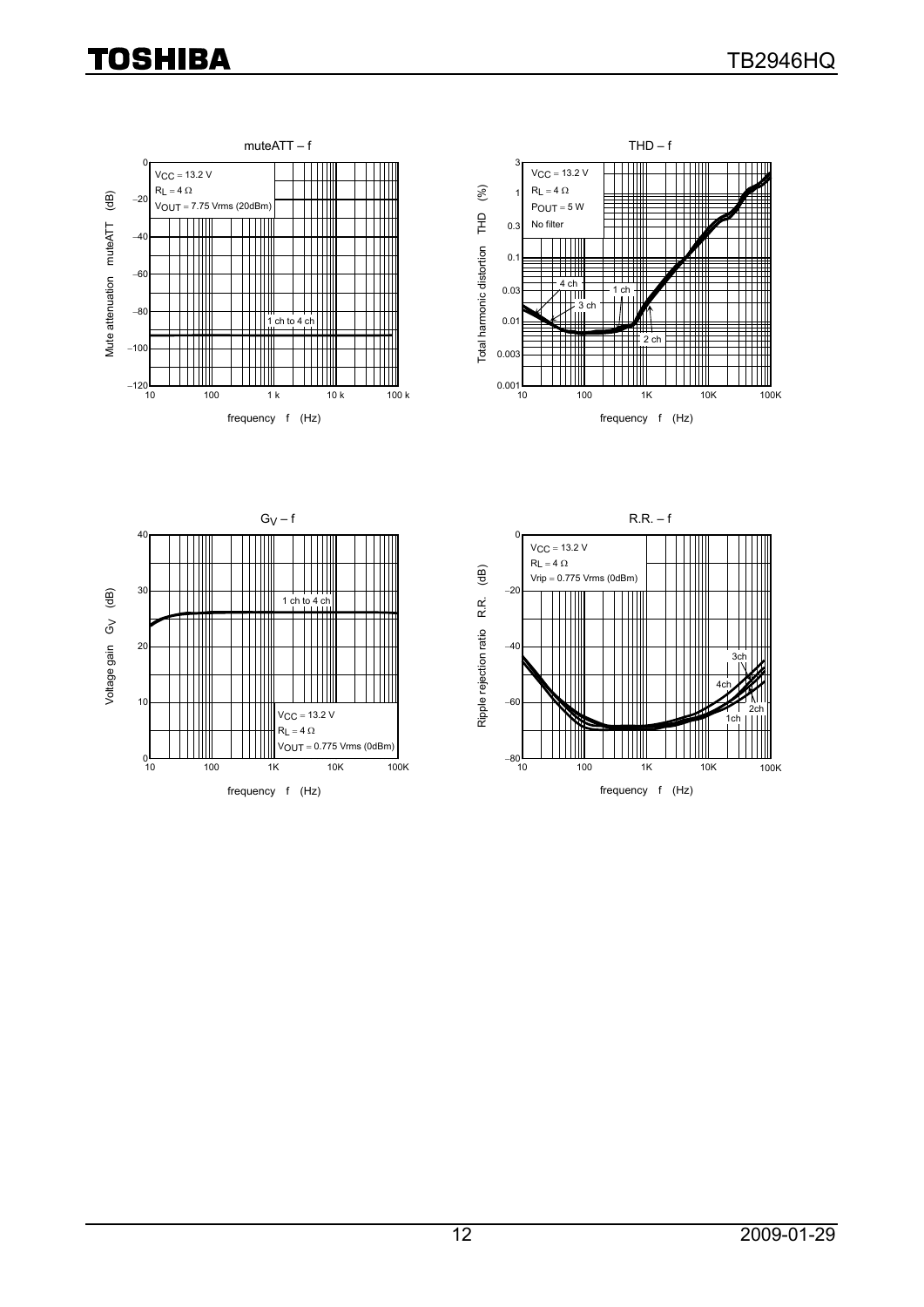**muteATT – f**

$V_{CC}$ = 13.2 V
$R_L$ = 4 Ω
$V_{OUT}$ = 7.75 Vrms (20dBm)

1 ch to 4 ch

Mute attenuation muteATT (dB)

frequency f (Hz)

**THD – f**

$V_{CC}$ = 13.2 V
$R_L$ = 4 Ω
$P_{OUT}$ = 5 W
No filter

4 ch, 1 ch, 3 ch, 2 ch

Total harmonic distortion THD (%)

frequency f (Hz)

**$G_V$ – f**

1 ch to 4 ch

$V_{CC}$ = 13.2 V
$R_L$ = 4 Ω
$V_{OUT}$ = 0.775 Vrms (0dBm)

Voltage gain $G_V$ (dB)

frequency f (Hz)

**R.R. – f**

$V_{CC}$ = 13.2 V
$R_L$ = 4 Ω
Vrip = 0.775 Vrms (0dBm)

3ch, 4ch, 2ch, 1ch

Ripple rejection ratio R.R. (dB)

frequency f (Hz)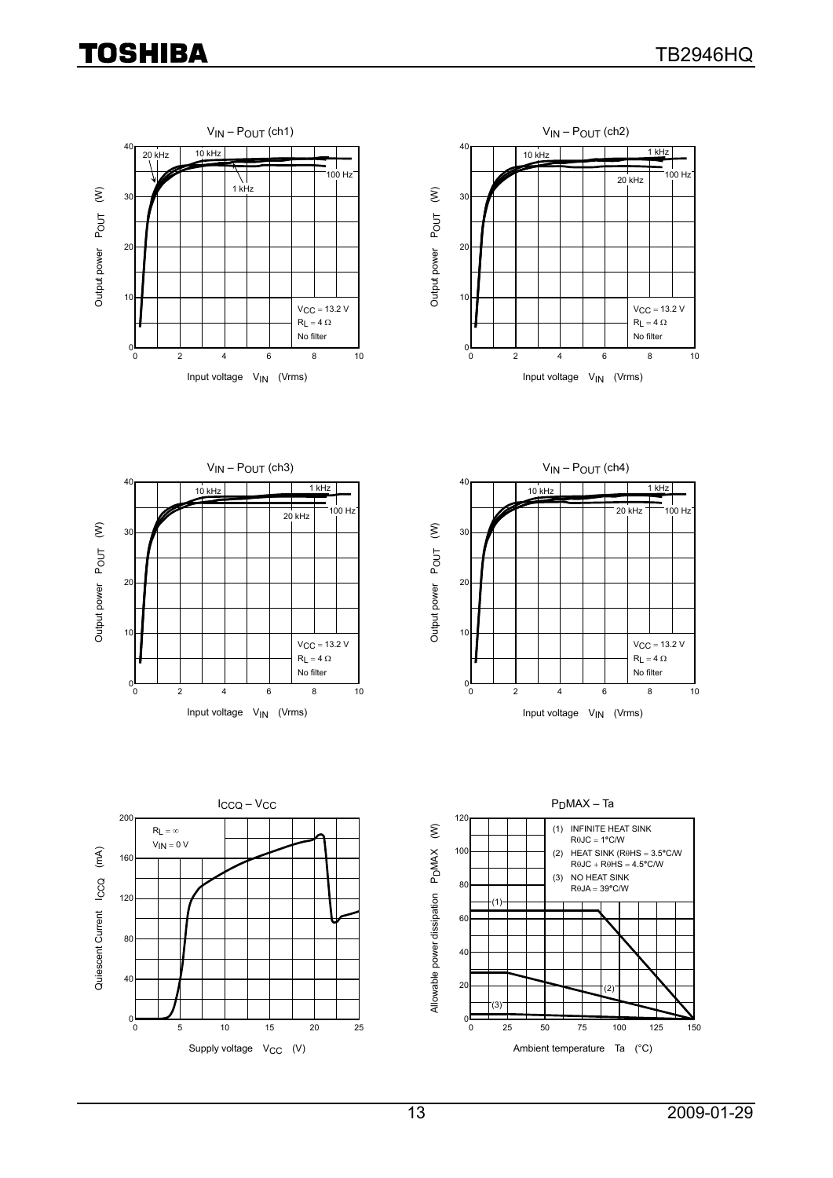$V_{IN}$ – $P_{OUT}$ (ch1)

Output power $P_{OUT}$ (W)

Input voltage $V_{IN}$ (Vrms)

20 kHz, 10 kHz, 1 kHz, 100 Hz

$V_{CC}$ = 13.2 V
$R_L$ = 4 Ω
No filter

$V_{IN}$ – $P_{OUT}$ (ch2)

Output power $P_{OUT}$ (W)

Input voltage $V_{IN}$ (Vrms)

10 kHz, 1 kHz, 20 kHz, 100 Hz

$V_{CC}$ = 13.2 V
$R_L$ = 4 Ω
No filter

$V_{IN}$ – $P_{OUT}$ (ch3)

Output power $P_{OUT}$ (W)

Input voltage $V_{IN}$ (Vrms)

10 kHz, 1 kHz, 20 kHz, 100 Hz

$V_{CC}$ = 13.2 V
$R_L$ = 4 Ω
No filter

$V_{IN}$ – $P_{OUT}$ (ch4)

Output power $P_{OUT}$ (W)

Input voltage $V_{IN}$ (Vrms)

10 kHz, 1 kHz, 20 kHz, 100 Hz

$V_{CC}$ = 13.2 V
$R_L$ = 4 Ω
No filter

$I_{CCQ}$ – $V_{CC}$

Quiescent Current $I_{CCQ}$ (mA)

Supply voltage $V_{CC}$ (V)

$R_L$ = ∞
$V_{IN}$ = 0 V

$P_{DMAX}$ – Ta

Allowable power dissipation $P_{DMAX}$ (W)

Ambient temperature Ta (°C)

(1) INFINITE HEAT SINK
RθJC = 1°C/W
(2) HEAT SINK (RθHS = 3.5°C/W
RθJC + RθHS = 4.5°C/W
(3) NO HEAT SINK
RθJA = 39°C/W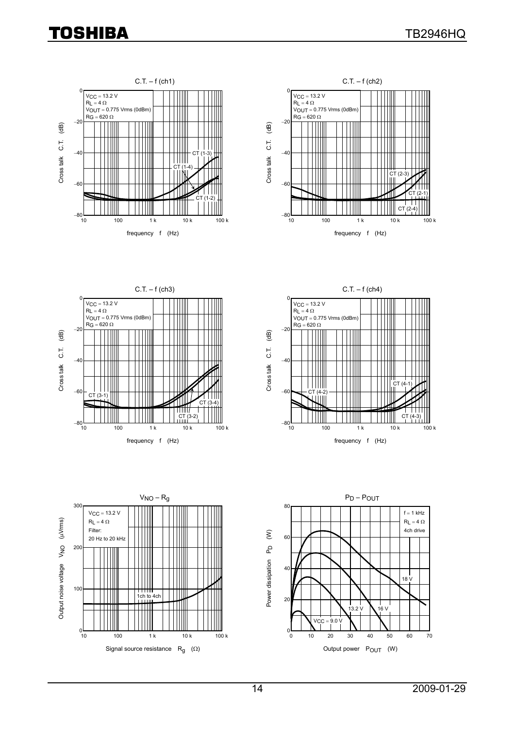**C.T. – f (ch1)**

$V_{CC}$ = 13.2 V
$R_L$ = 4 Ω
$V_{OUT}$ = 0.775 Vrms (0dBm)
$R_G$ = 620 Ω

Cross talk C.T. (dB) — frequency f (Hz)

CT (1-3), CT (1-4), CT (1-2)

**C.T. – f (ch2)**

$V_{CC}$ = 13.2 V
$R_L$ = 4 Ω
$V_{OUT}$ = 0.775 Vrms (0dBm)
$R_G$ = 620 Ω

Cross talk C.T. (dB) — frequency f (Hz)

CT (2-3), CT (2-1), CT (2-4)

**C.T. – f (ch3)**

$V_{CC}$ = 13.2 V
$R_L$ = 4 Ω
$V_{OUT}$ = 0.775 Vrms (0dBm)
$R_G$ = 620 Ω

Cross talk C.T. (dB) — frequency f (Hz)

CT (3-1), CT (3-4), CT (3-2)

**C.T. – f (ch4)**

$V_{CC}$ = 13.2 V
$R_L$ = 4 Ω
$V_{OUT}$ = 0.775 Vrms (0dBm)
$R_G$ = 620 Ω

Cross talk C.T. (dB) — frequency f (Hz)

CT (4-1), CT (4-2), CT (4-3)

**$V_{NO}$ – $R_g$**

$V_{CC}$ = 13.2 V
$R_L$ = 4 Ω
Filter:
20 Hz to 20 kHz

1ch to 4ch

Output noise voltage $V_{NO}$ (μVrms) — Signal source resistance $R_g$ (Ω)

**$P_D$ – $P_{OUT}$**

f = 1 kHz
$R_L$ = 4 Ω
4ch drive

$V_{CC}$ = 9.0 V, 13.2 V, 16 V, 18 V

Power dissipation $P_D$ (W) — Output power $P_{OUT}$ (W)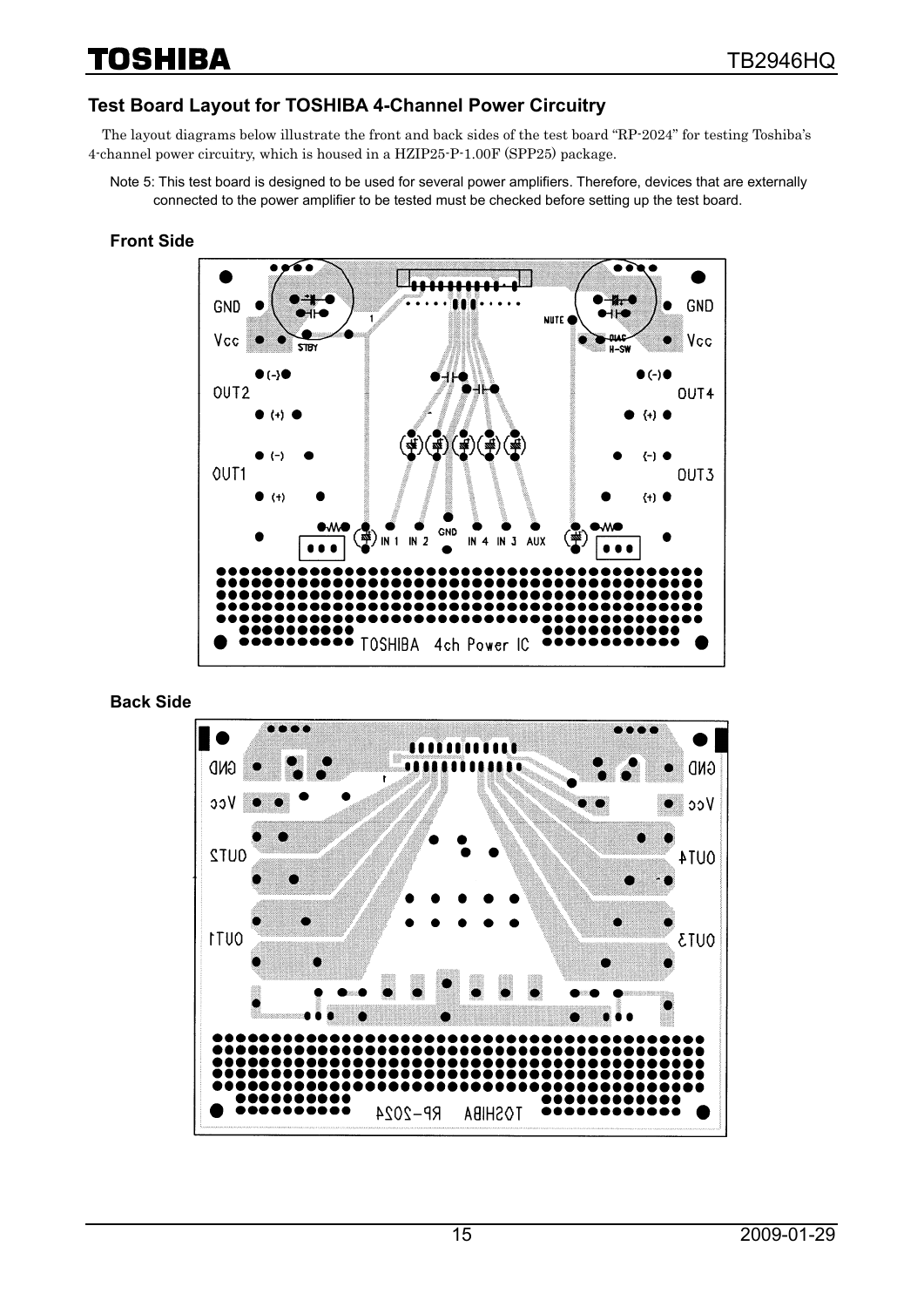## Test Board Layout for TOSHIBA 4-Channel Power Circuitry

The layout diagrams below illustrate the front and back sides of the test board "RP-2024" for testing Toshiba's 4-channel power circuitry, which is housed in a HZIP25-P-1.00F (SPP25) package.

Note 5: This test board is designed to be used for several power amplifiers. Therefore, devices that are externally connected to the power amplifier to be tested must be checked before setting up the test board.

### Front Side

### Back Side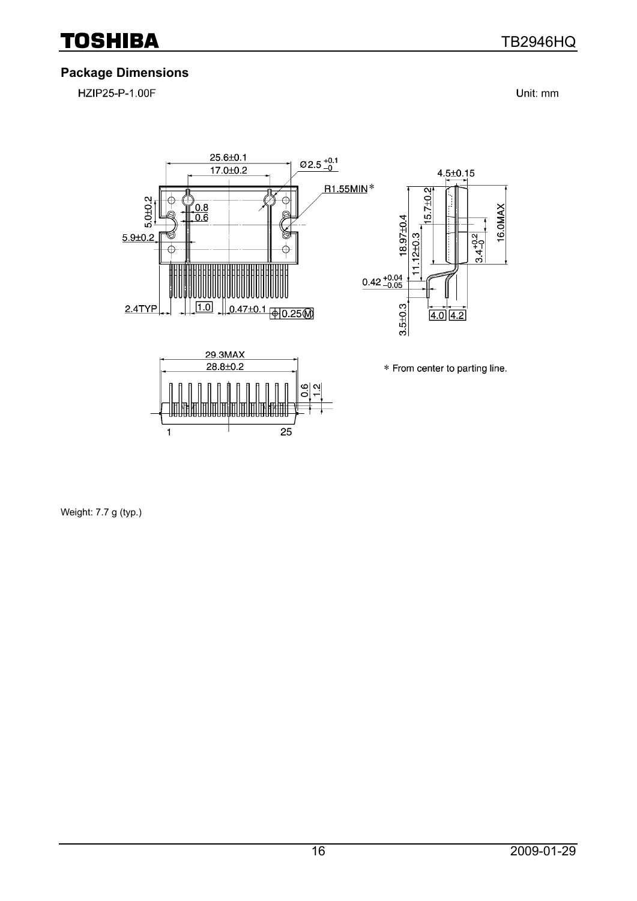## Package Dimensions

HZIP25-P-1.00F

Unit: mm

25.6±0.1

17.0±0.2

Ø2.5 $^{+0.1}_{-0}$

R1.55MIN*

5.0±0.2

0.8

0.6

5.9±0.2

2.4TYP

1.0

0.47±0.1

0.25

4.5±0.15

18.97±0.4

15.7±0.2

11.12±0.3

16.0MAX

3.4 $^{+0.2}_{-0}$

0.42 $^{+0.04}_{-0.05}$

3.5±0.3

4.0

4.2

29.3MAX

28.8±0.2

0.6

1.2

1

25

\* From center to parting line.

Weight: 7.7 g (typ.)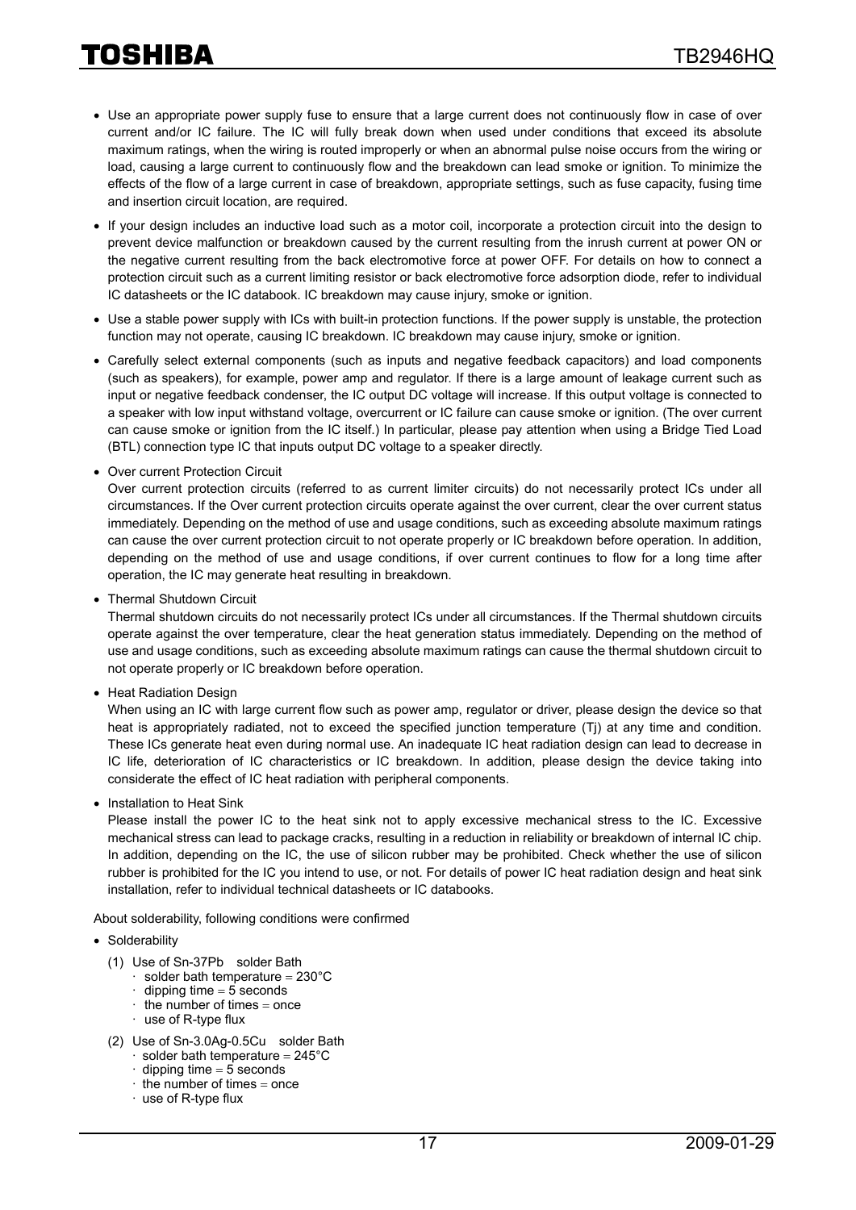- Use an appropriate power supply fuse to ensure that a large current does not continuously flow in case of over current and/or IC failure. The IC will fully break down when used under conditions that exceed its absolute maximum ratings, when the wiring is routed improperly or when an abnormal pulse noise occurs from the wiring or load, causing a large current to continuously flow and the breakdown can lead smoke or ignition. To minimize the effects of the flow of a large current in case of breakdown, appropriate settings, such as fuse capacity, fusing time and insertion circuit location, are required.
- If your design includes an inductive load such as a motor coil, incorporate a protection circuit into the design to prevent device malfunction or breakdown caused by the current resulting from the inrush current at power ON or the negative current resulting from the back electromotive force at power OFF. For details on how to connect a protection circuit such as a current limiting resistor or back electromotive force adsorption diode, refer to individual IC datasheets or the IC databook. IC breakdown may cause injury, smoke or ignition.
- Use a stable power supply with ICs with built-in protection functions. If the power supply is unstable, the protection function may not operate, causing IC breakdown. IC breakdown may cause injury, smoke or ignition.
- Carefully select external components (such as inputs and negative feedback capacitors) and load components (such as speakers), for example, power amp and regulator. If there is a large amount of leakage current such as input or negative feedback condenser, the IC output DC voltage will increase. If this output voltage is connected to a speaker with low input withstand voltage, overcurrent or IC failure can cause smoke or ignition. (The over current can cause smoke or ignition from the IC itself.) In particular, please pay attention when using a Bridge Tied Load (BTL) connection type IC that inputs output DC voltage to a speaker directly.
- Over current Protection Circuit
  Over current protection circuits (referred to as current limiter circuits) do not necessarily protect ICs under all circumstances. If the Over current protection circuits operate against the over current, clear the over current status immediately. Depending on the method of use and usage conditions, such as exceeding absolute maximum ratings can cause the over current protection circuit to not operate properly or IC breakdown before operation. In addition, depending on the method of use and usage conditions, if over current continues to flow for a long time after operation, the IC may generate heat resulting in breakdown.
- Thermal Shutdown Circuit
  Thermal shutdown circuits do not necessarily protect ICs under all circumstances. If the Thermal shutdown circuits operate against the over temperature, clear the heat generation status immediately. Depending on the method of use and usage conditions, such as exceeding absolute maximum ratings can cause the thermal shutdown circuit to not operate properly or IC breakdown before operation.
- Heat Radiation Design
  When using an IC with large current flow such as power amp, regulator or driver, please design the device so that heat is appropriately radiated, not to exceed the specified junction temperature (Tj) at any time and condition. These ICs generate heat even during normal use. An inadequate IC heat radiation design can lead to decrease in IC life, deterioration of IC characteristics or IC breakdown. In addition, please design the device taking into considerate the effect of IC heat radiation with peripheral components.
- Installation to Heat Sink
  Please install the power IC to the heat sink not to apply excessive mechanical stress to the IC. Excessive mechanical stress can lead to package cracks, resulting in a reduction in reliability or breakdown of internal IC chip. In addition, depending on the IC, the use of silicon rubber may be prohibited. Check whether the use of silicon rubber is prohibited for the IC you intend to use, or not. For details of power IC heat radiation design and heat sink installation, refer to individual technical datasheets or IC databooks.

About solderability, following conditions were confirmed

- Solderability
  (1) Use of Sn-37Pb solder Bath
  - solder bath temperature = 230°C
  - dipping time = 5 seconds
  - the number of times = once
  - use of R-type flux

  (2) Use of Sn-3.0Ag-0.5Cu solder Bath
  - solder bath temperature = 245°C
  - dipping time = 5 seconds
  - the number of times = once
  - use of R-type flux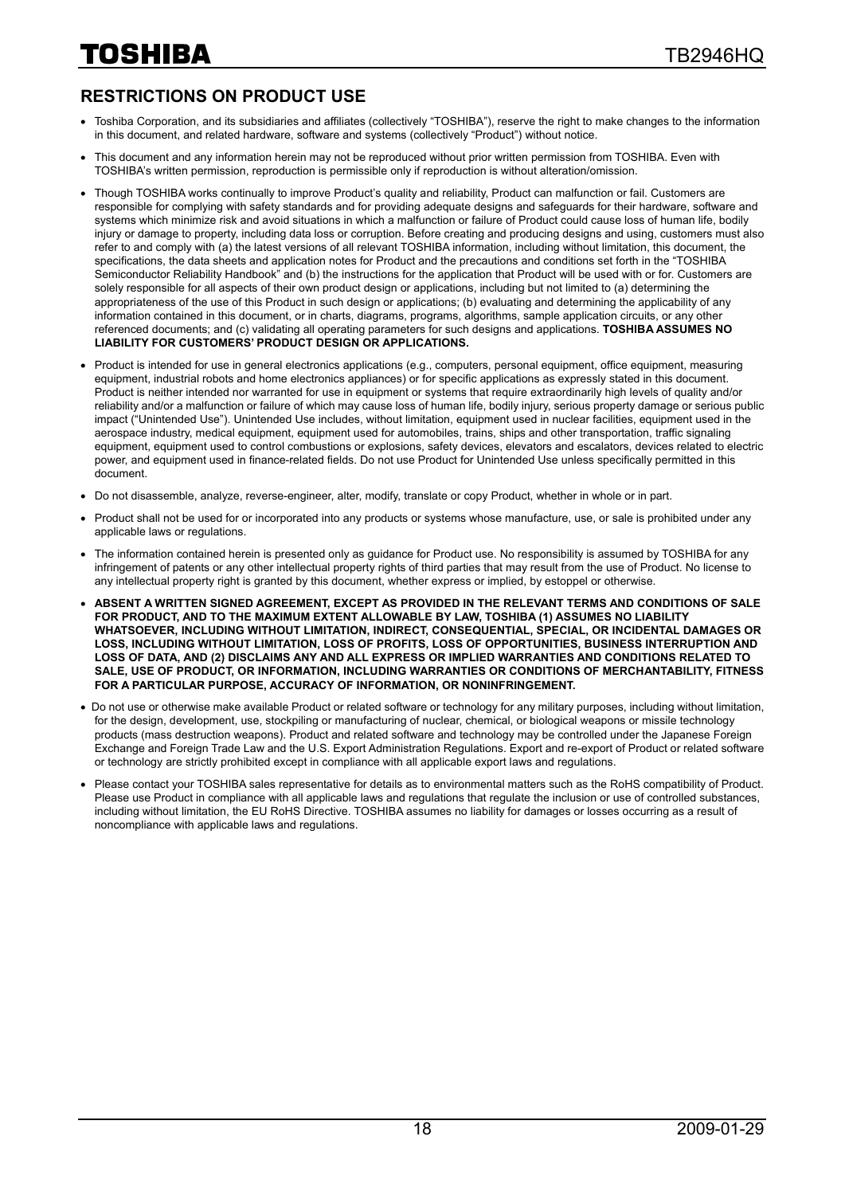## RESTRICTIONS ON PRODUCT USE

- Toshiba Corporation, and its subsidiaries and affiliates (collectively "TOSHIBA"), reserve the right to make changes to the information in this document, and related hardware, software and systems (collectively "Product") without notice.
- This document and any information herein may not be reproduced without prior written permission from TOSHIBA. Even with TOSHIBA's written permission, reproduction is permissible only if reproduction is without alteration/omission.
- Though TOSHIBA works continually to improve Product's quality and reliability, Product can malfunction or fail. Customers are responsible for complying with safety standards and for providing adequate designs and safeguards for their hardware, software and systems which minimize risk and avoid situations in which a malfunction or failure of Product could cause loss of human life, bodily injury or damage to property, including data loss or corruption. Before creating and producing designs and using, customers must also refer to and comply with (a) the latest versions of all relevant TOSHIBA information, including without limitation, this document, the specifications, the data sheets and application notes for Product and the precautions and conditions set forth in the "TOSHIBA Semiconductor Reliability Handbook" and (b) the instructions for the application that Product will be used with or for. Customers are solely responsible for all aspects of their own product design or applications, including but not limited to (a) determining the appropriateness of the use of this Product in such design or applications; (b) evaluating and determining the applicability of any information contained in this document, or in charts, diagrams, programs, algorithms, sample application circuits, or any other referenced documents; and (c) validating all operating parameters for such designs and applications. **TOSHIBA ASSUMES NO LIABILITY FOR CUSTOMERS' PRODUCT DESIGN OR APPLICATIONS.**
- Product is intended for use in general electronics applications (e.g., computers, personal equipment, office equipment, measuring equipment, industrial robots and home electronics appliances) or for specific applications as expressly stated in this document. Product is neither intended nor warranted for use in equipment or systems that require extraordinarily high levels of quality and/or reliability and/or a malfunction or failure of which may cause loss of human life, bodily injury, serious property damage or serious public impact ("Unintended Use"). Unintended Use includes, without limitation, equipment used in nuclear facilities, equipment used in the aerospace industry, medical equipment, equipment used for automobiles, trains, ships and other transportation, traffic signaling equipment, equipment used to control combustions or explosions, safety devices, elevators and escalators, devices related to electric power, and equipment used in finance-related fields. Do not use Product for Unintended Use unless specifically permitted in this document.
- Do not disassemble, analyze, reverse-engineer, alter, modify, translate or copy Product, whether in whole or in part.
- Product shall not be used for or incorporated into any products or systems whose manufacture, use, or sale is prohibited under any applicable laws or regulations.
- The information contained herein is presented only as guidance for Product use. No responsibility is assumed by TOSHIBA for any infringement of patents or any other intellectual property rights of third parties that may result from the use of Product. No license to any intellectual property right is granted by this document, whether express or implied, by estoppel or otherwise.
- **ABSENT A WRITTEN SIGNED AGREEMENT, EXCEPT AS PROVIDED IN THE RELEVANT TERMS AND CONDITIONS OF SALE FOR PRODUCT, AND TO THE MAXIMUM EXTENT ALLOWABLE BY LAW, TOSHIBA (1) ASSUMES NO LIABILITY WHATSOEVER, INCLUDING WITHOUT LIMITATION, INDIRECT, CONSEQUENTIAL, SPECIAL, OR INCIDENTAL DAMAGES OR LOSS, INCLUDING WITHOUT LIMITATION, LOSS OF PROFITS, LOSS OF OPPORTUNITIES, BUSINESS INTERRUPTION AND LOSS OF DATA, AND (2) DISCLAIMS ANY AND ALL EXPRESS OR IMPLIED WARRANTIES AND CONDITIONS RELATED TO SALE, USE OF PRODUCT, OR INFORMATION, INCLUDING WARRANTIES OR CONDITIONS OF MERCHANTABILITY, FITNESS FOR A PARTICULAR PURPOSE, ACCURACY OF INFORMATION, OR NONINFRINGEMENT.**
- Do not use or otherwise make available Product or related software or technology for any military purposes, including without limitation, for the design, development, use, stockpiling or manufacturing of nuclear, chemical, or biological weapons or missile technology products (mass destruction weapons). Product and related software and technology may be controlled under the Japanese Foreign Exchange and Foreign Trade Law and the U.S. Export Administration Regulations. Export and re-export of Product or related software or technology are strictly prohibited except in compliance with all applicable export laws and regulations.
- Please contact your TOSHIBA sales representative for details as to environmental matters such as the RoHS compatibility of Product. Please use Product in compliance with all applicable laws and regulations that regulate the inclusion or use of controlled substances, including without limitation, the EU RoHS Directive. TOSHIBA assumes no liability for damages or losses occurring as a result of noncompliance with applicable laws and regulations.